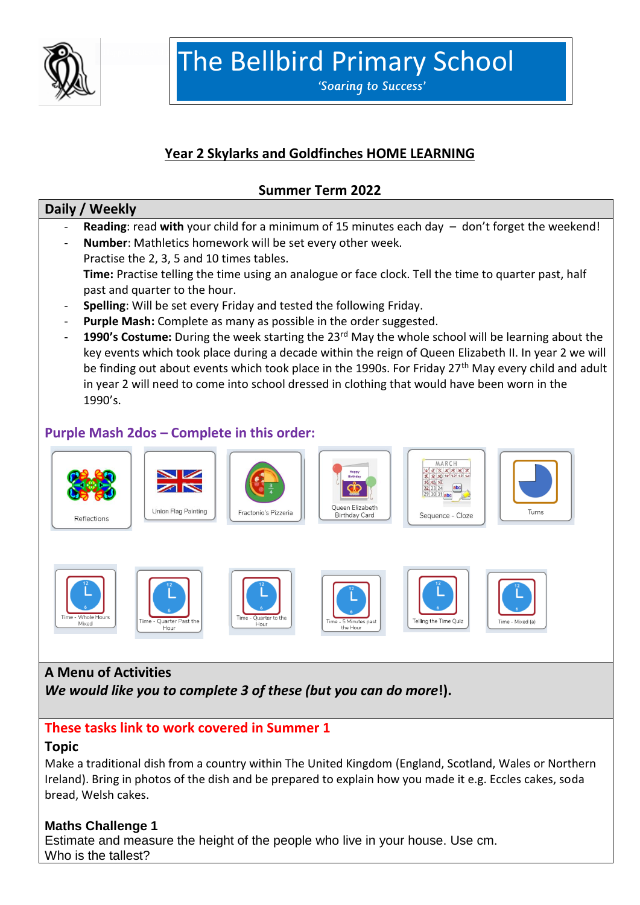# The Bellbird Primary School

*'Soaring to Success'*

## Year 2 Skylarks and Goldfinches HOME LEARNING

### Summer Term 2022

### Daily / Weekly

- **Reading**: read **with** your child for a minimum of 15 minutes each day – don't forget the weekend!
- **Number**: Mathletics homework will be set every other week.
  Practise the 2, 3, 5 and 10 times tables.
  **Time:** Practise telling the time using an analogue or face clock. Tell the time to quarter past, half past and quarter to the hour.
- **Spelling**: Will be set every Friday and tested the following Friday.
- **Purple Mash:** Complete as many as possible in the order suggested.
- **1990's Costume:** During the week starting the 23rd May the whole school will be learning about the key events which took place during a decade within the reign of Queen Elizabeth II. In year 2 we will be finding out about events which took place in the 1990s. For Friday 27th May every child and adult in year 2 will need to come into school dressed in clothing that would have been worn in the 1990's.

### Purple Mash 2dos – Complete in this order:

Reflections

Union Flag Painting

Fractonio's Pizzeria

Queen Elizabeth Birthday Card

Sequence - Cloze

Turns

Time - Whole Hours Mixed

Time - Quarter Past the Hour

Time - Quarter to the Hour

Time - 5 Minutes past the Hour

Telling the Time Quiz

Time - Mixed (a)

### A Menu of Activities

***We would like you to complete 3 of these (but you can do more!).***

**These tasks link to work covered in Summer 1**

**Topic**

Make a traditional dish from a country within The United Kingdom (England, Scotland, Wales or Northern Ireland). Bring in photos of the dish and be prepared to explain how you made it e.g. Eccles cakes, soda bread, Welsh cakes.

**Maths Challenge 1**

Estimate and measure the height of the people who live in your house. Use cm.
Who is the tallest?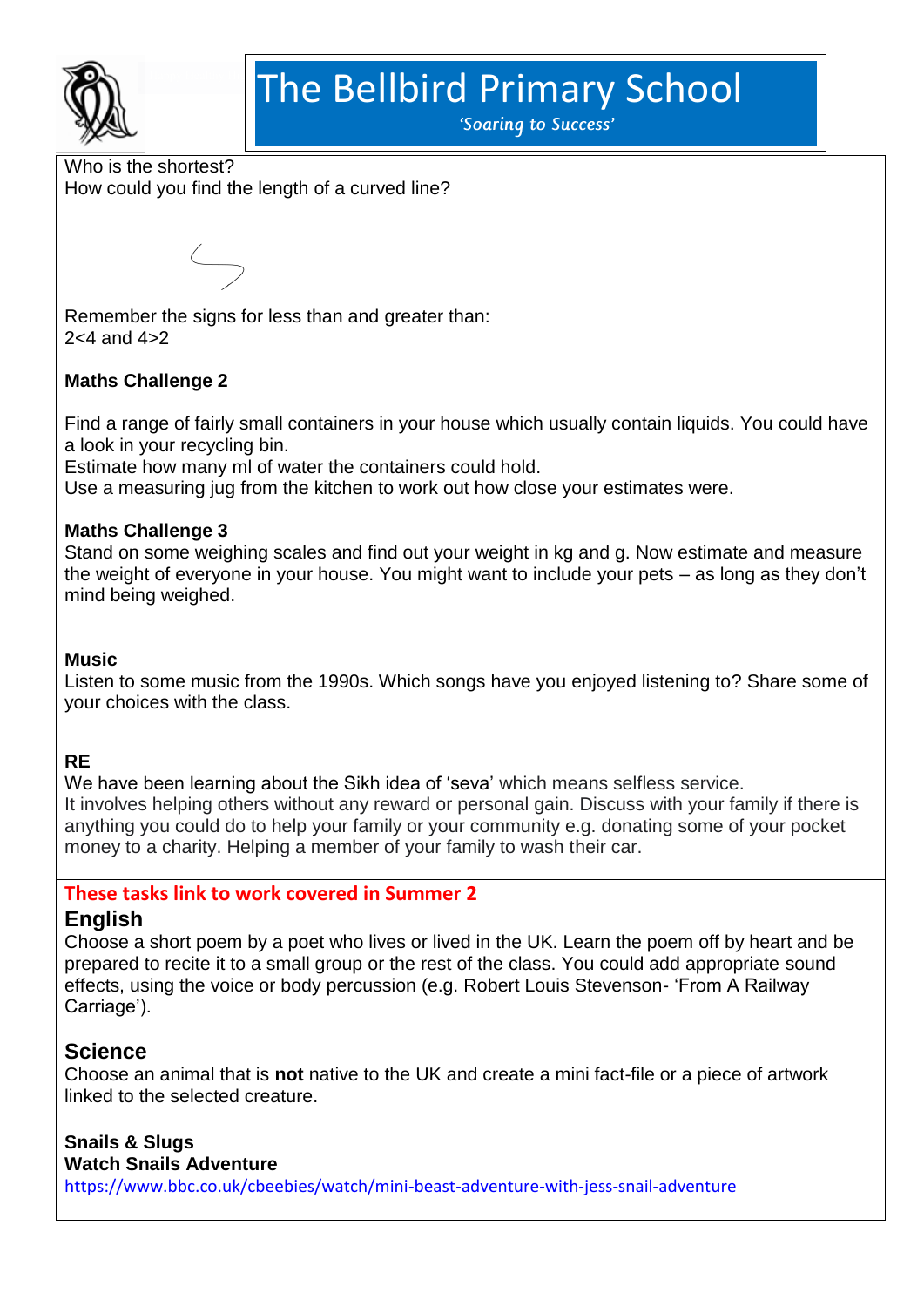# The Bellbird Primary School

*'Soaring to Success'*

Who is the shortest?
How could you find the length of a curved line?

Remember the signs for less than and greater than:
$2<4$ and $4>2$

**Maths Challenge 2**

Find a range of fairly small containers in your house which usually contain liquids. You could have a look in your recycling bin.
Estimate how many ml of water the containers could hold.
Use a measuring jug from the kitchen to work out how close your estimates were.

**Maths Challenge 3**
Stand on some weighing scales and find out your weight in kg and g. Now estimate and measure the weight of everyone in your house. You might want to include your pets – as long as they don't mind being weighed.

**Music**
Listen to some music from the 1990s. Which songs have you enjoyed listening to? Share some of your choices with the class.

**RE**
We have been learning about the Sikh idea of 'seva' which means selfless service.
It involves helping others without any reward or personal gain. Discuss with your family if there is anything you could do to help your family or your community e.g. donating some of your pocket money to a charity. Helping a member of your family to wash their car.

**These tasks link to work covered in Summer 2**

## English
Choose a short poem by a poet who lives or lived in the UK. Learn the poem off by heart and be prepared to recite it to a small group or the rest of the class. You could add appropriate sound effects, using the voice or body percussion (e.g. Robert Louis Stevenson- 'From A Railway Carriage').

## Science
Choose an animal that is **not** native to the UK and create a mini fact-file or a piece of artwork linked to the selected creature.

**Snails & Slugs**
**Watch Snails Adventure**
https://www.bbc.co.uk/cbeebies/watch/mini-beast-adventure-with-jess-snail-adventure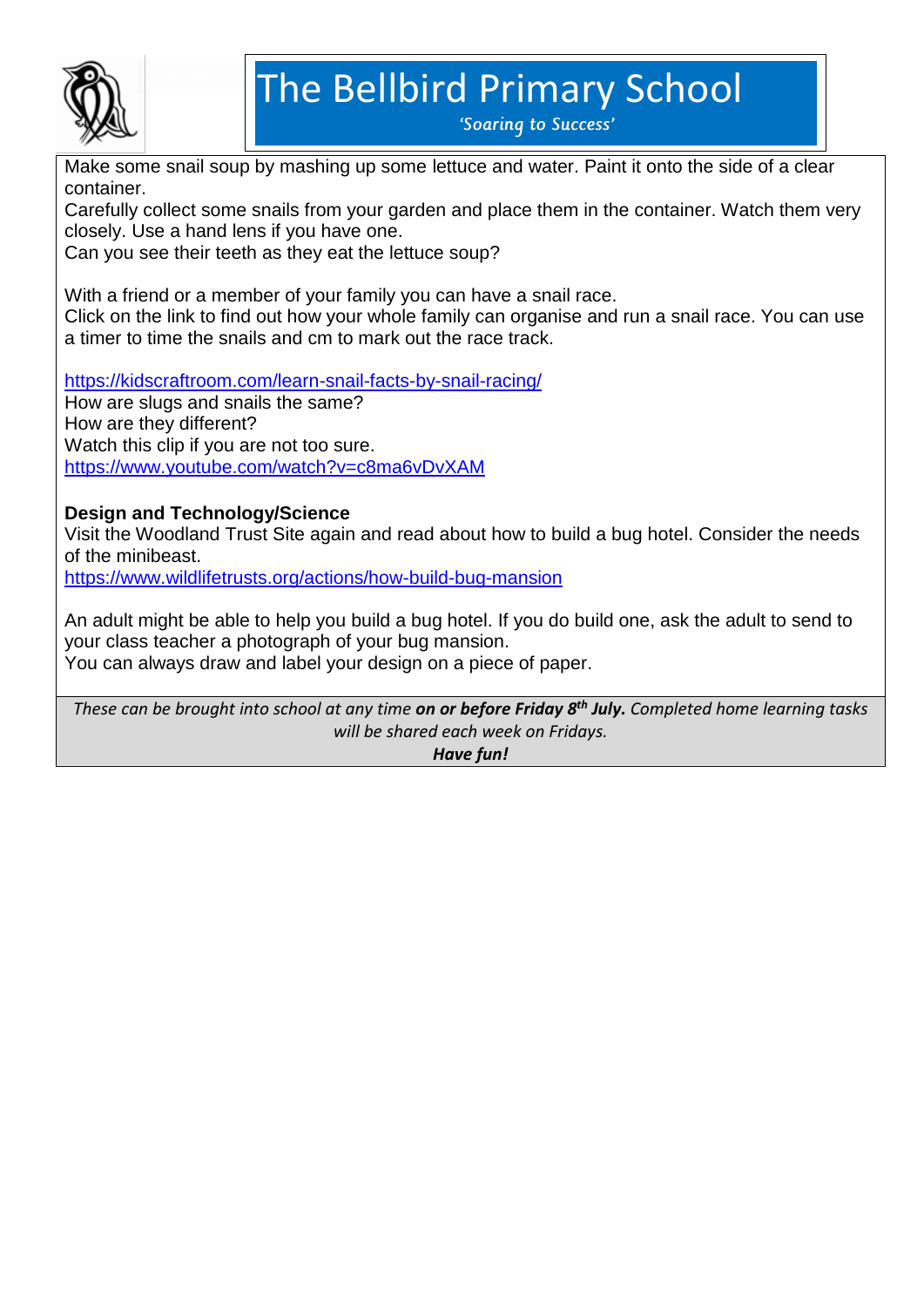# The Bellbird Primary School

*'Soaring to Success'*

Make some snail soup by mashing up some lettuce and water. Paint it onto the side of a clear container.
Carefully collect some snails from your garden and place them in the container. Watch them very closely. Use a hand lens if you have one.
Can you see their teeth as they eat the lettuce soup?

With a friend or a member of your family you can have a snail race.
Click on the link to find out how your whole family can organise and run a snail race. You can use a timer to time the snails and cm to mark out the race track.

https://kidscraftroom.com/learn-snail-facts-by-snail-racing/
How are slugs and snails the same?
How are they different?
Watch this clip if you are not too sure.
https://www.youtube.com/watch?v=c8ma6vDvXAM

**Design and Technology/Science**
Visit the Woodland Trust Site again and read about how to build a bug hotel. Consider the needs of the minibeast.
https://www.wildlifetrusts.org/actions/how-build-bug-mansion

An adult might be able to help you build a bug hotel. If you do build one, ask the adult to send to your class teacher a photograph of your bug mansion.
You can always draw and label your design on a piece of paper.

*These can be brought into school at any time **on or before Friday 8th July.** Completed home learning tasks will be shared each week on Fridays.*
***Have fun!***